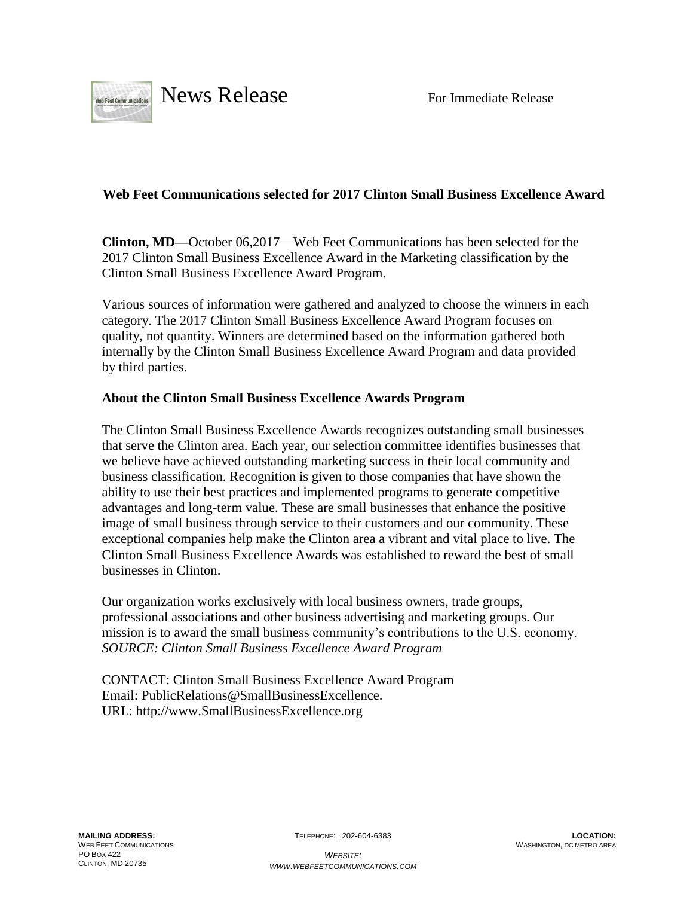News Release For Immediate Release

**Web Feet Communications selected for 2017 Clinton Small Business Excellence Award**

**Clinton, MD**—October 06,2017—Web Feet Communications has been selected for the 2017 Clinton Small Business Excellence Award in the Marketing classification by the Clinton Small Business Excellence Award Program.

Various sources of information were gathered and analyzed to choose the winners in each category. The 2017 Clinton Small Business Excellence Award Program focuses on quality, not quantity. Winners are determined based on the information gathered both internally by the Clinton Small Business Excellence Award Program and data provided by third parties.

**About the Clinton Small Business Excellence Awards Program**

The Clinton Small Business Excellence Awards recognizes outstanding small businesses that serve the Clinton area. Each year, our selection committee identifies businesses that we believe have achieved outstanding marketing success in their local community and business classification. Recognition is given to those companies that have shown the ability to use their best practices and implemented programs to generate competitive advantages and long-term value. These are small businesses that enhance the positive image of small business through service to their customers and our community. These exceptional companies help make the Clinton area a vibrant and vital place to live. The Clinton Small Business Excellence Awards was established to reward the best of small businesses in Clinton.

Our organization works exclusively with local business owners, trade groups, professional associations and other business advertising and marketing groups. Our mission is to award the small business community's contributions to the U.S. economy.
*SOURCE: Clinton Small Business Excellence Award Program*

CONTACT: Clinton Small Business Excellence Award Program
Email: PublicRelations@SmallBusinessExcellence.
URL: http://www.SmallBusinessExcellence.org

**MAILING ADDRESS:**
WEB FEET COMMUNICATIONS
PO BOX 422
CLINTON, MD 20735

TELEPHONE: 202-604-6383

*WEBSITE:*
*WWW.WEBFEETCOMMUNICATIONS.COM*

**LOCATION:**
WASHINGTON, DC METRO AREA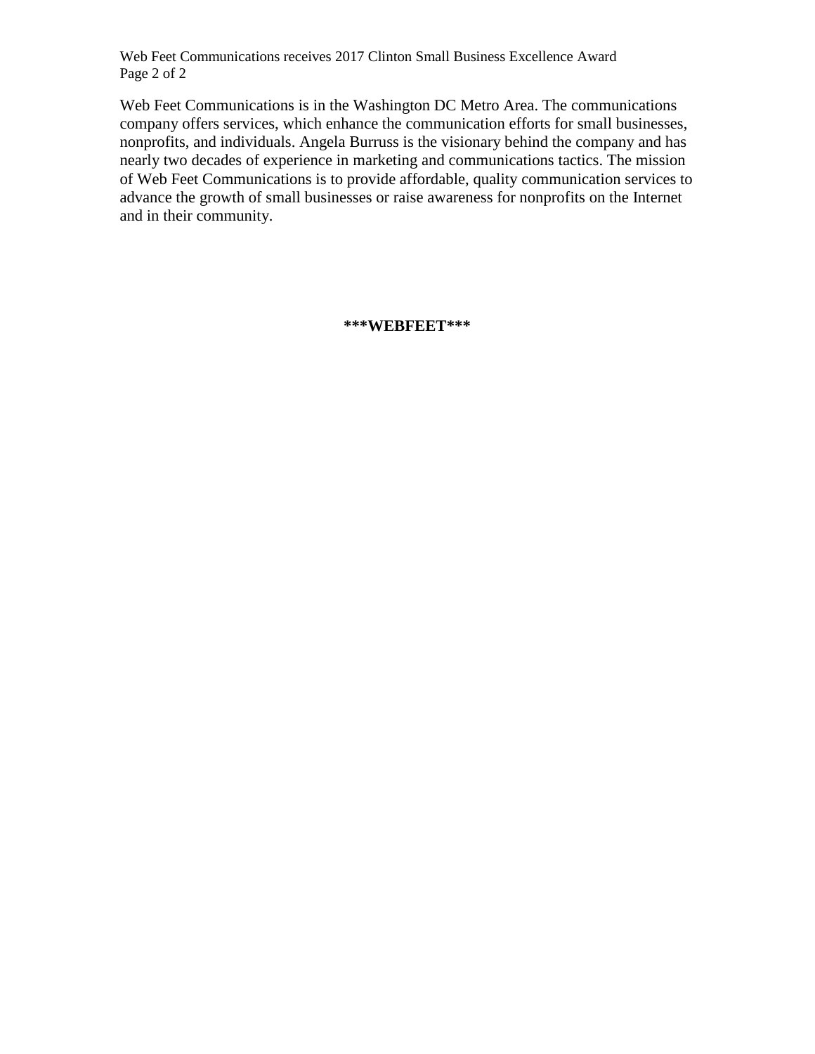Web Feet Communications is in the Washington DC Metro Area. The communications company offers services, which enhance the communication efforts for small businesses, nonprofits, and individuals. Angela Burruss is the visionary behind the company and has nearly two decades of experience in marketing and communications tactics. The mission of Web Feet Communications is to provide affordable, quality communication services to advance the growth of small businesses or raise awareness for nonprofits on the Internet and in their community.

**\*\*\*WEBFEET\*\*\***